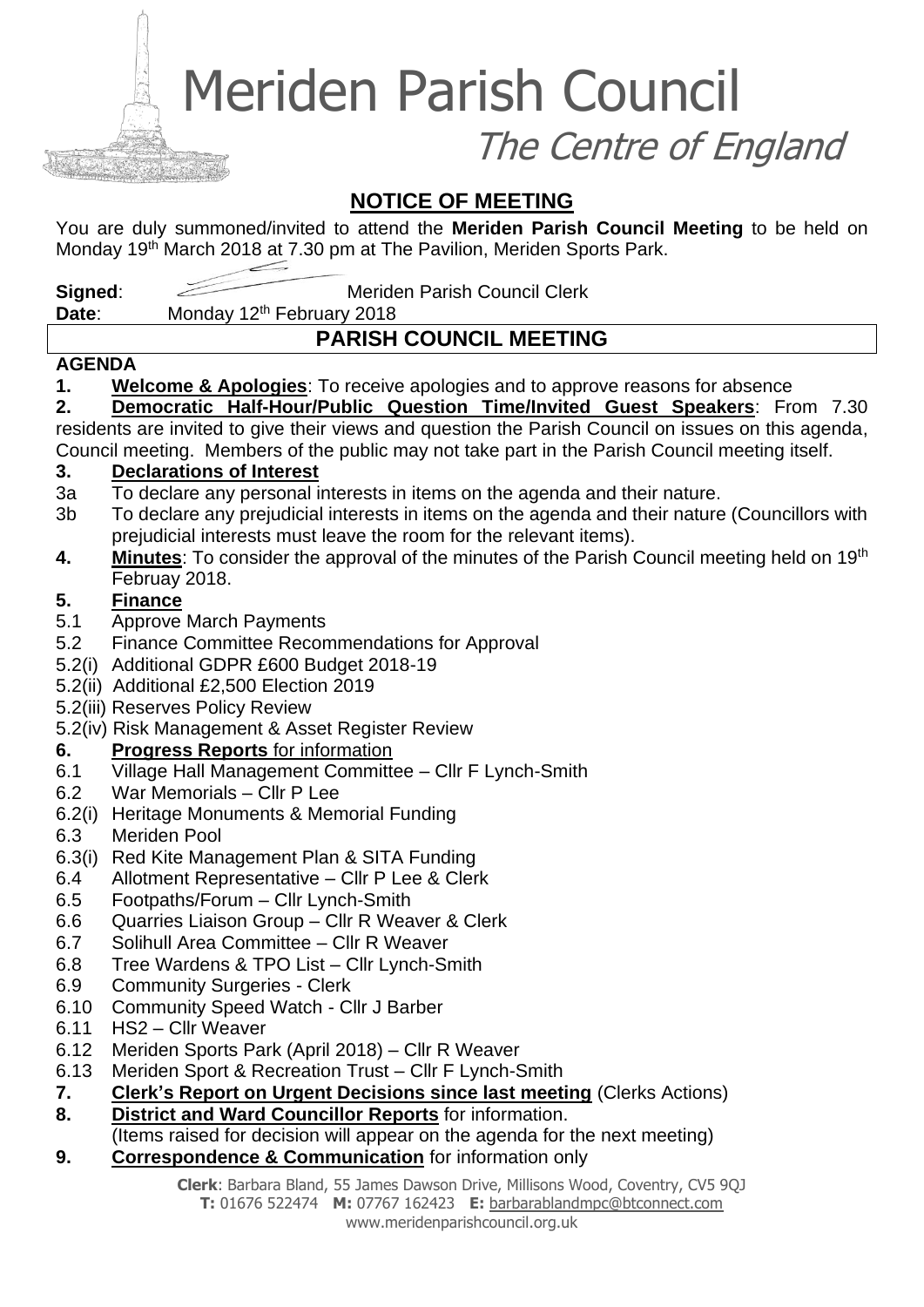# Meriden Parish Council

## The Centre of England

## NOTICE OF MEETING

You are duly summoned/invited to attend the **Meriden Parish Council Meeting** to be held on Monday 19th March 2018 at 7.30 pm at The Pavilion, Meriden Sports Park.

**Signed**: Meriden Parish Council Clerk

**Date**: Monday 12th February 2018

## PARISH COUNCIL MEETING

**AGENDA**

**1. Welcome & Apologies**: To receive apologies and to approve reasons for absence

**2. Democratic Half-Hour/Public Question Time/Invited Guest Speakers**: From 7.30 residents are invited to give their views and question the Parish Council on issues on this agenda, Council meeting. Members of the public may not take part in the Parish Council meeting itself.

**3. Declarations of Interest**

3a To declare any personal interests in items on the agenda and their nature.

3b To declare any prejudicial interests in items on the agenda and their nature (Councillors with prejudicial interests must leave the room for the relevant items).

**4. Minutes**: To consider the approval of the minutes of the Parish Council meeting held on 19th Februay 2018.

**5. Finance**

5.1 Approve March Payments

5.2 Finance Committee Recommendations for Approval

5.2(i) Additional GDPR £600 Budget 2018-19

5.2(ii) Additional £2,500 Election 2019

5.2(iii) Reserves Policy Review

5.2(iv) Risk Management & Asset Register Review

**6. Progress Reports** for information

6.1 Village Hall Management Committee – Cllr F Lynch-Smith

6.2 War Memorials – Cllr P Lee

6.2(i) Heritage Monuments & Memorial Funding

6.3 Meriden Pool

6.3(i) Red Kite Management Plan & SITA Funding

6.4 Allotment Representative – Cllr P Lee & Clerk

6.5 Footpaths/Forum – Cllr Lynch-Smith

6.6 Quarries Liaison Group – Cllr R Weaver & Clerk

6.7 Solihull Area Committee – Cllr R Weaver

6.8 Tree Wardens & TPO List – Cllr Lynch-Smith

6.9 Community Surgeries - Clerk

6.10 Community Speed Watch - Cllr J Barber

6.11 HS2 – Cllr Weaver

6.12 Meriden Sports Park (April 2018) – Cllr R Weaver

6.13 Meriden Sport & Recreation Trust – Cllr F Lynch-Smith

**7. Clerk's Report on Urgent Decisions since last meeting** (Clerks Actions)

**8. District and Ward Councillor Reports** for information.
(Items raised for decision will appear on the agenda for the next meeting)

**9. Correspondence & Communication** for information only

**Clerk**: Barbara Bland, 55 James Dawson Drive, Millisons Wood, Coventry, CV5 9QJ
**T:** 01676 522474 **M:** 07767 162423 **E:** barbarablandmpc@btconnect.com
www.meridenparishcouncil.org.uk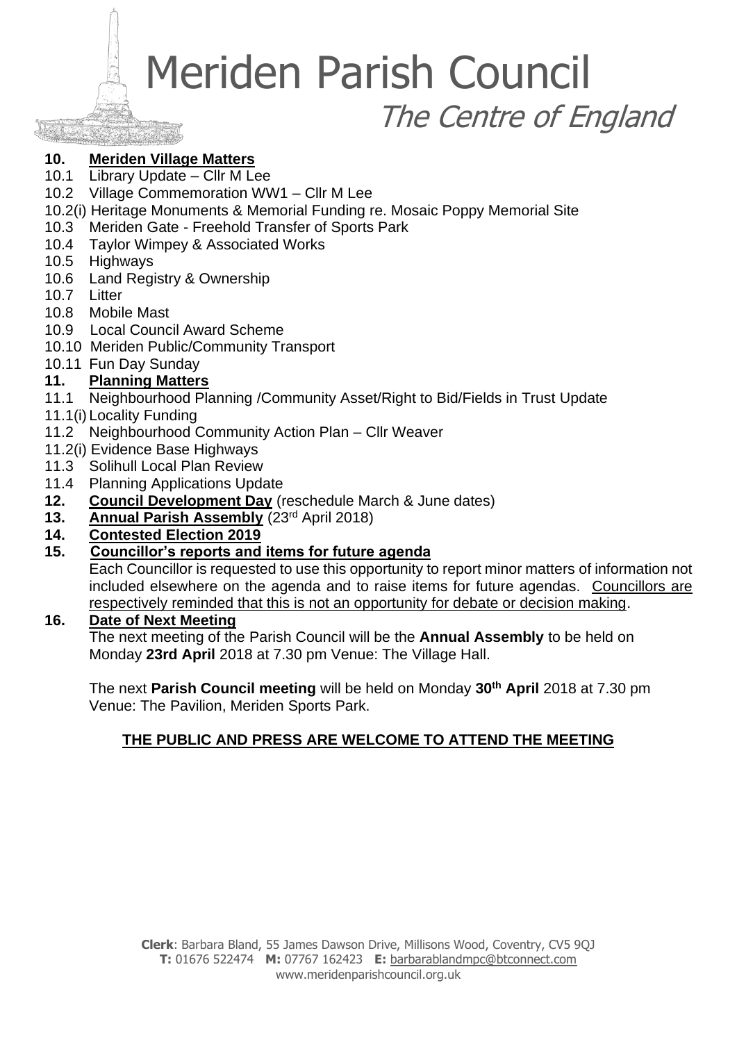# Meriden Parish Council

*The Centre of England*

**10. Meriden Village Matters**

10.1 Library Update – Cllr M Lee
10.2 Village Commemoration WW1 – Cllr M Lee
10.2(i) Heritage Monuments & Memorial Funding re. Mosaic Poppy Memorial Site
10.3 Meriden Gate - Freehold Transfer of Sports Park
10.4 Taylor Wimpey & Associated Works
10.5 Highways
10.6 Land Registry & Ownership
10.7 Litter
10.8 Mobile Mast
10.9 Local Council Award Scheme
10.10 Meriden Public/Community Transport
10.11 Fun Day Sunday

**11. Planning Matters**

11.1 Neighbourhood Planning /Community Asset/Right to Bid/Fields in Trust Update
11.1(i) Locality Funding
11.2 Neighbourhood Community Action Plan – Cllr Weaver
11.2(i) Evidence Base Highways
11.3 Solihull Local Plan Review
11.4 Planning Applications Update

**12. Council Development Day** (reschedule March & June dates)

**13. Annual Parish Assembly** (23rd April 2018)

**14. Contested Election 2019**

**15. Councillor's reports and items for future agenda**

Each Councillor is requested to use this opportunity to report minor matters of information not included elsewhere on the agenda and to raise items for future agendas. Councillors are respectively reminded that this is not an opportunity for debate or decision making.

**16. Date of Next Meeting**

The next meeting of the Parish Council will be the **Annual Assembly** to be held on Monday **23rd April** 2018 at 7.30 pm Venue: The Village Hall.

The next **Parish Council meeting** will be held on Monday **30th April** 2018 at 7.30 pm Venue: The Pavilion, Meriden Sports Park.

**THE PUBLIC AND PRESS ARE WELCOME TO ATTEND THE MEETING**

**Clerk**: Barbara Bland, 55 James Dawson Drive, Millisons Wood, Coventry, CV5 9QJ
**T:** 01676 522474 **M:** 07767 162423 **E:** barbarablandmpc@btconnect.com
www.meridenparishcouncil.org.uk